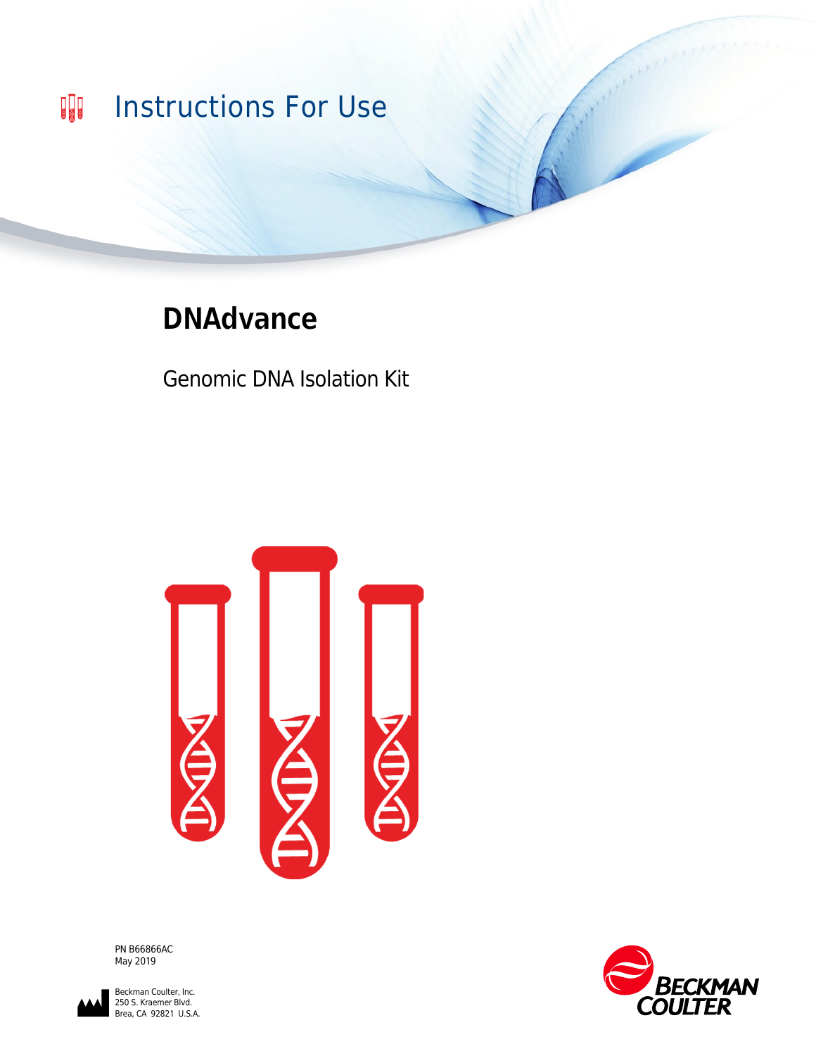Instructions For Use

# DNAdvance

Genomic DNA Isolation Kit

PN B66866AC
May 2019

Beckman Coulter, Inc.
250 S. Kraemer Blvd.
Brea, CA 92821 U.S.A.

BECKMAN COULTER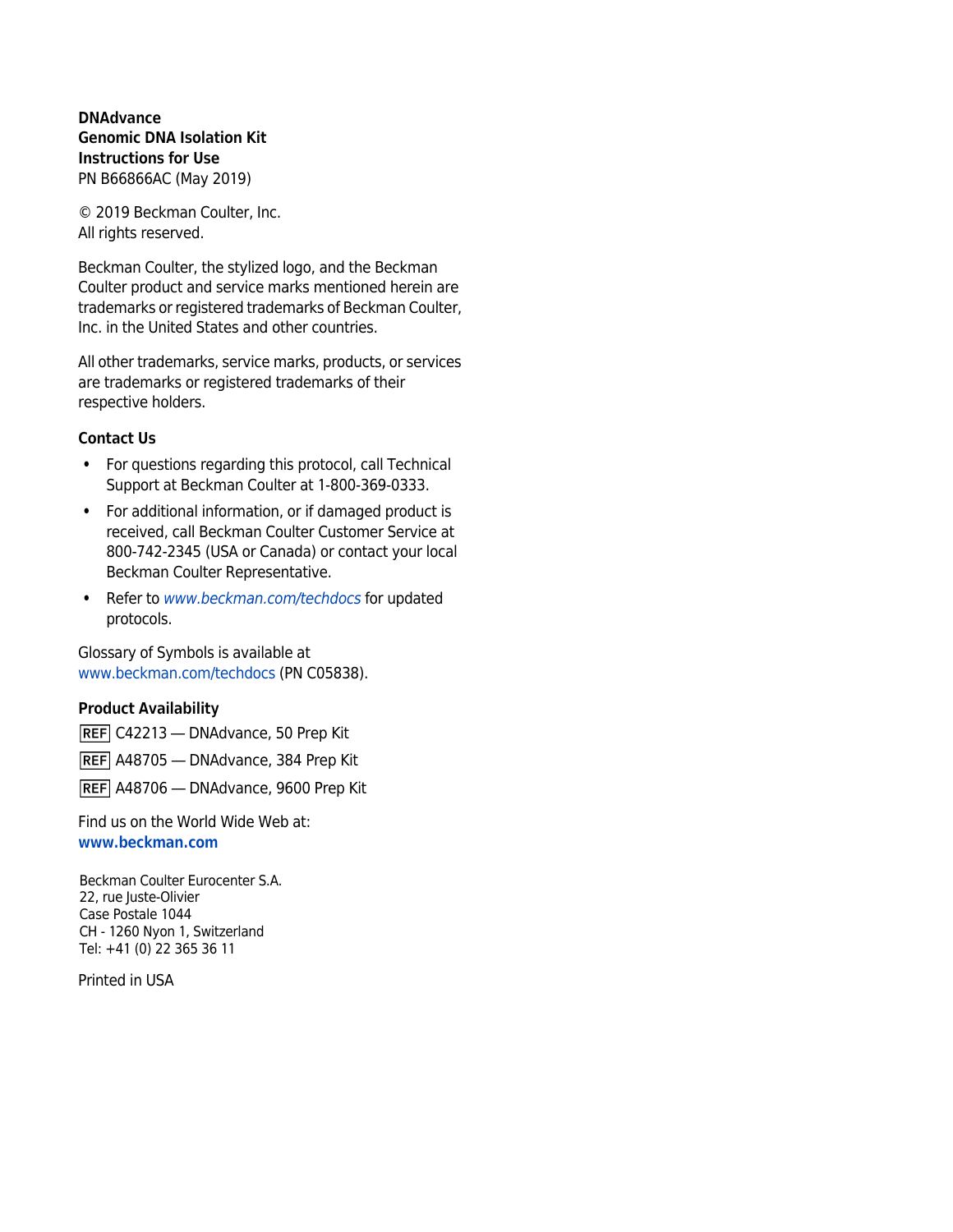**DNAdvance**
**Genomic DNA Isolation Kit**
**Instructions for Use**
PN B66866AC (May 2019)

© 2019 Beckman Coulter, Inc.
All rights reserved.

Beckman Coulter, the stylized logo, and the Beckman Coulter product and service marks mentioned herein are trademarks or registered trademarks of Beckman Coulter, Inc. in the United States and other countries.

All other trademarks, service marks, products, or services are trademarks or registered trademarks of their respective holders.

**Contact Us**

- For questions regarding this protocol, call Technical Support at Beckman Coulter at 1-800-369-0333.
- For additional information, or if damaged product is received, call Beckman Coulter Customer Service at 800-742-2345 (USA or Canada) or contact your local Beckman Coulter Representative.
- Refer to *www.beckman.com/techdocs* for updated protocols.

Glossary of Symbols is available at www.beckman.com/techdocs (PN C05838).

**Product Availability**

REF C42213 — DNAdvance, 50 Prep Kit

REF A48705 — DNAdvance, 384 Prep Kit

REF A48706 — DNAdvance, 9600 Prep Kit

Find us on the World Wide Web at:
**www.beckman.com**

Beckman Coulter Eurocenter S.A.
22, rue Juste-Olivier
Case Postale 1044
CH - 1260 Nyon 1, Switzerland
Tel: +41 (0) 22 365 36 11

Printed in USA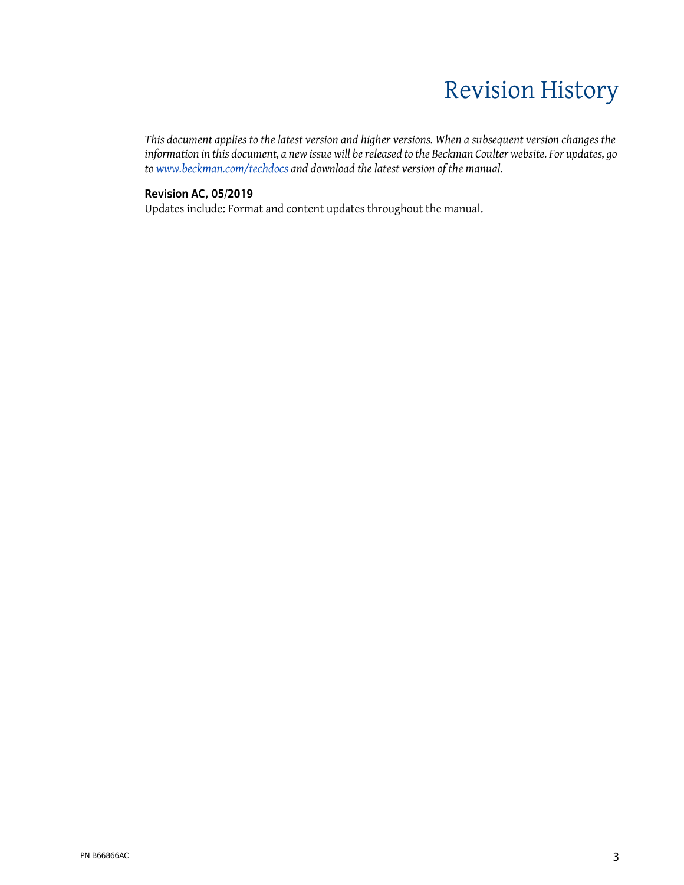# Revision History

*This document applies to the latest version and higher versions. When a subsequent version changes the information in this document, a new issue will be released to the Beckman Coulter website. For updates, go to www.beckman.com/techdocs and download the latest version of the manual.*

**Revision AC, 05/2019**

Updates include: Format and content updates throughout the manual.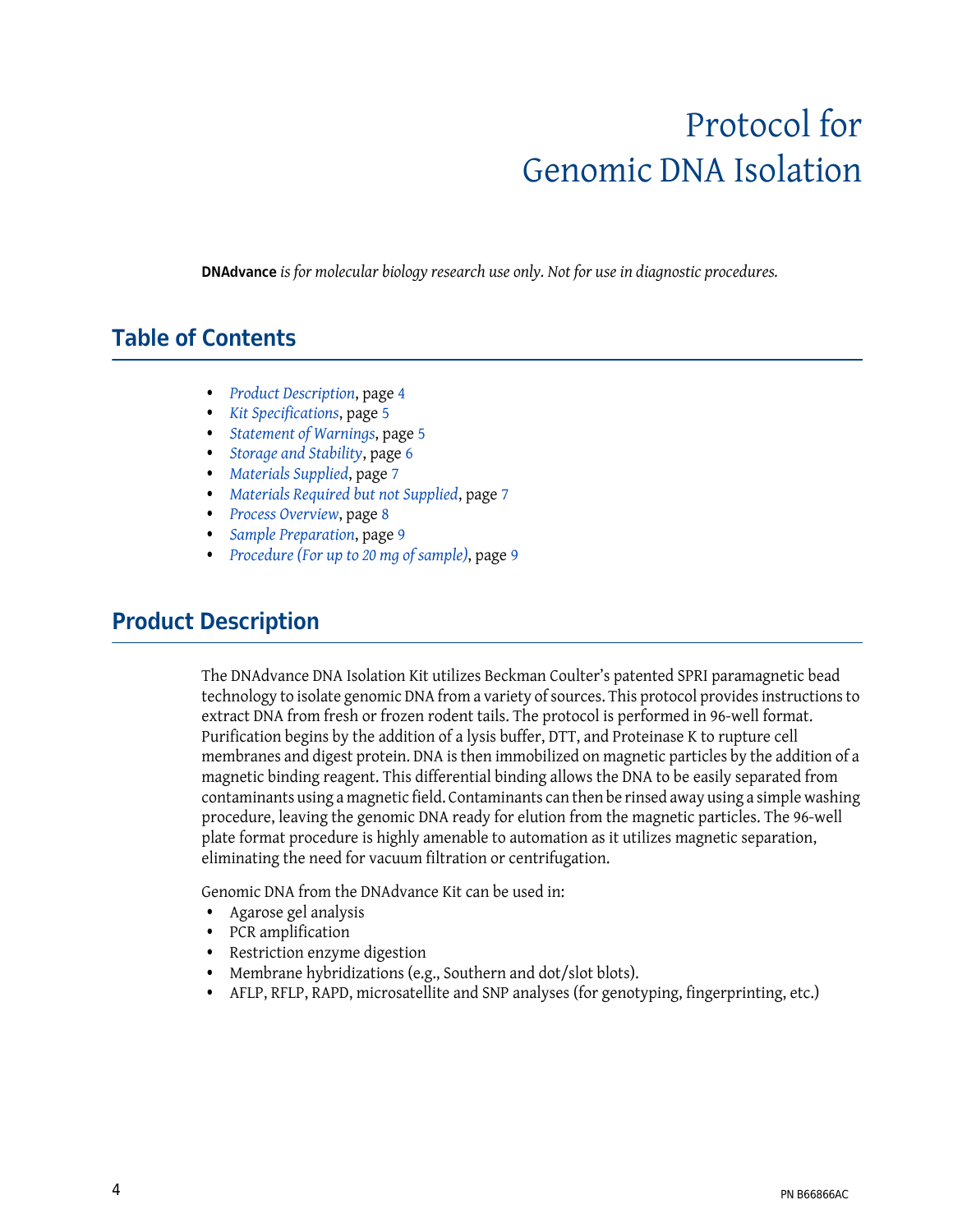# Protocol for Genomic DNA Isolation

**DNAdvance** *is for molecular biology research use only. Not for use in diagnostic procedures.*

## Table of Contents

- *Product Description*, page 4
- *Kit Specifications*, page 5
- *Statement of Warnings*, page 5
- *Storage and Stability*, page 6
- *Materials Supplied*, page 7
- *Materials Required but not Supplied*, page 7
- *Process Overview*, page 8
- *Sample Preparation*, page 9
- *Procedure (For up to 20 mg of sample)*, page 9

## Product Description

The DNAdvance DNA Isolation Kit utilizes Beckman Coulter's patented SPRI paramagnetic bead technology to isolate genomic DNA from a variety of sources. This protocol provides instructions to extract DNA from fresh or frozen rodent tails. The protocol is performed in 96-well format. Purification begins by the addition of a lysis buffer, DTT, and Proteinase K to rupture cell membranes and digest protein. DNA is then immobilized on magnetic particles by the addition of a magnetic binding reagent. This differential binding allows the DNA to be easily separated from contaminants using a magnetic field. Contaminants can then be rinsed away using a simple washing procedure, leaving the genomic DNA ready for elution from the magnetic particles. The 96-well plate format procedure is highly amenable to automation as it utilizes magnetic separation, eliminating the need for vacuum filtration or centrifugation.

Genomic DNA from the DNAdvance Kit can be used in:

- Agarose gel analysis
- PCR amplification
- Restriction enzyme digestion
- Membrane hybridizations (e.g., Southern and dot/slot blots).
- AFLP, RFLP, RAPD, microsatellite and SNP analyses (for genotyping, fingerprinting, etc.)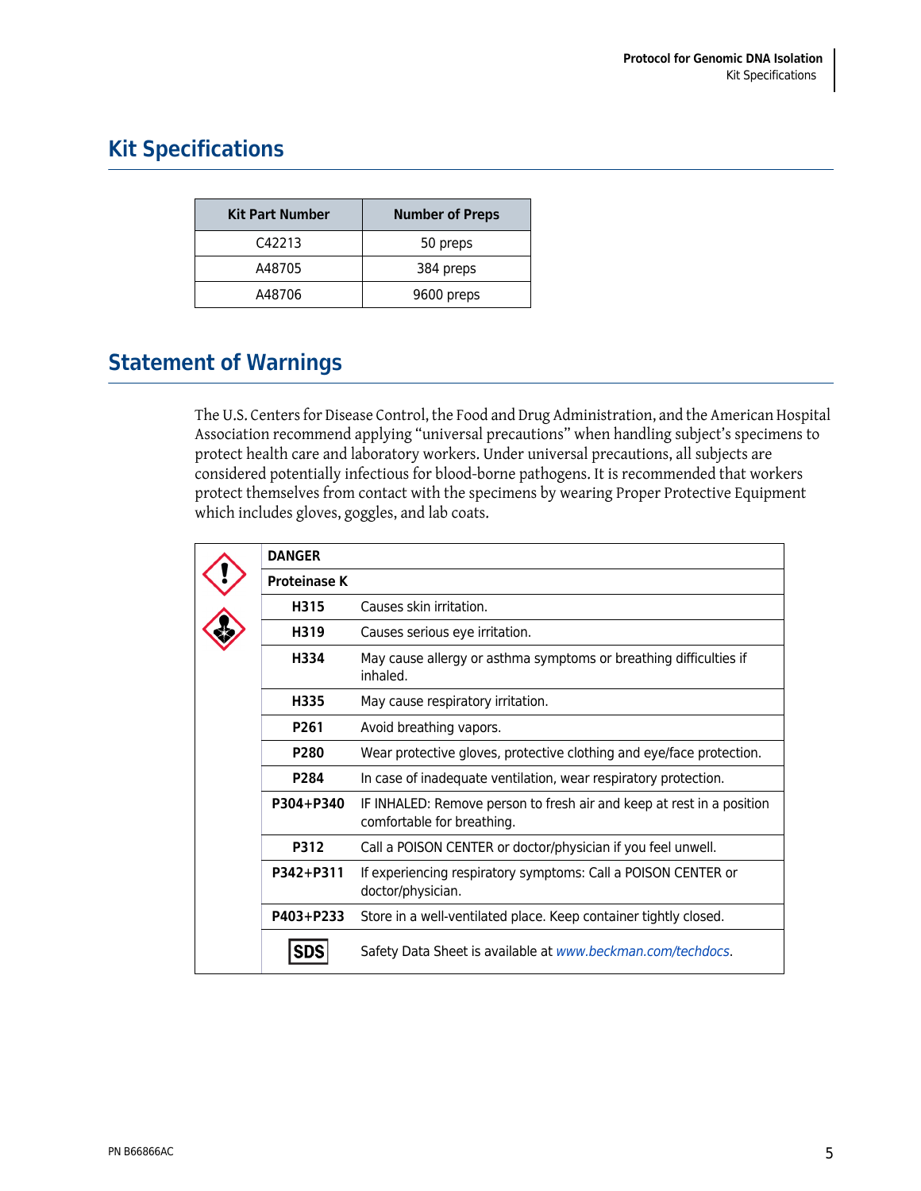## Kit Specifications

| Kit Part Number | Number of Preps |
|---|---|
| C42213 | 50 preps |
| A48705 | 384 preps |
| A48706 | 9600 preps |

## Statement of Warnings

The U.S. Centers for Disease Control, the Food and Drug Administration, and the American Hospital Association recommend applying "universal precautions" when handling subject's specimens to protect health care and laboratory workers. Under universal precautions, all subjects are considered potentially infectious for blood-borne pathogens. It is recommended that workers protect themselves from contact with the specimens by wearing Proper Protective Equipment which includes gloves, goggles, and lab coats.

| **DANGER** | |
|---|---|
| **Proteinase K** | |
| **H315** | Causes skin irritation. |
| **H319** | Causes serious eye irritation. |
| **H334** | May cause allergy or asthma symptoms or breathing difficulties if inhaled. |
| **H335** | May cause respiratory irritation. |
| **P261** | Avoid breathing vapors. |
| **P280** | Wear protective gloves, protective clothing and eye/face protection. |
| **P284** | In case of inadequate ventilation, wear respiratory protection. |
| **P304+P340** | IF INHALED: Remove person to fresh air and keep at rest in a position comfortable for breathing. |
| **P312** | Call a POISON CENTER or doctor/physician if you feel unwell. |
| **P342+P311** | If experiencing respiratory symptoms: Call a POISON CENTER or doctor/physician. |
| **P403+P233** | Store in a well-ventilated place. Keep container tightly closed. |
| **SDS** | Safety Data Sheet is available at *www.beckman.com/techdocs*. |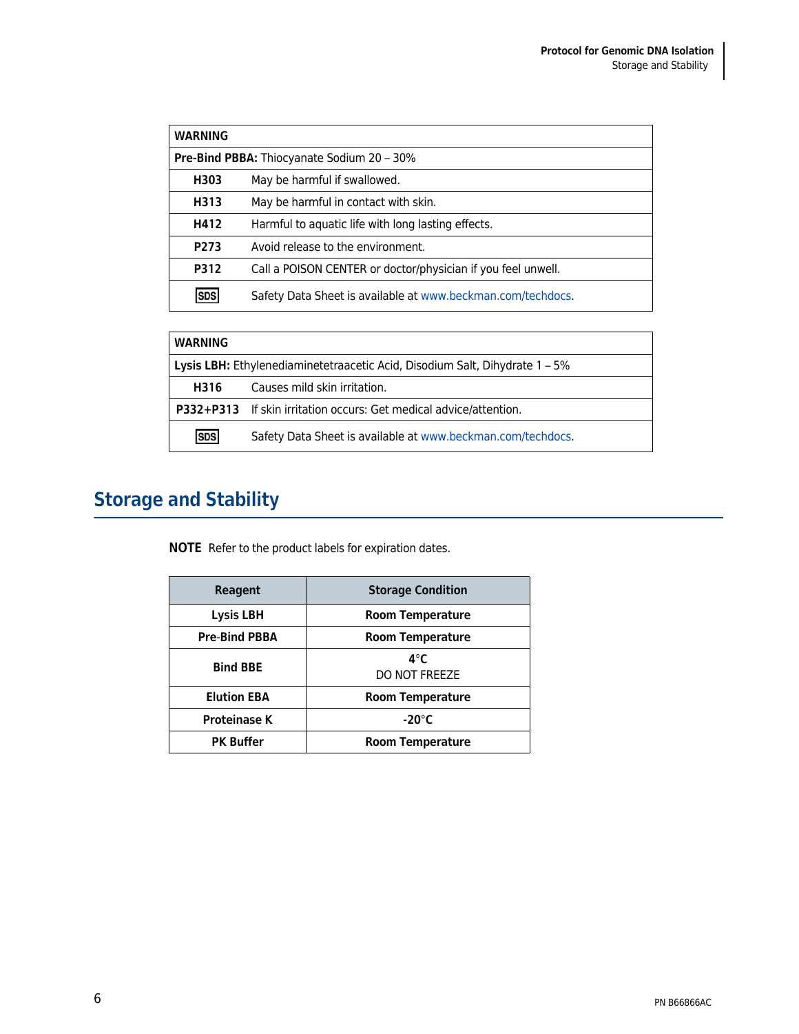| WARNING | |
|---|---|
| **Pre-Bind PBBA:** Thiocyanate Sodium 20 – 30% | |
| **H303** | May be harmful if swallowed. |
| **H313** | May be harmful in contact with skin. |
| **H412** | Harmful to aquatic life with long lasting effects. |
| **P273** | Avoid release to the environment. |
| **P312** | Call a POISON CENTER or doctor/physician if you feel unwell. |
| SDS | Safety Data Sheet is available at www.beckman.com/techdocs. |

| WARNING | |
|---|---|
| **Lysis LBH:** Ethylenediaminetetraacetic Acid, Disodium Salt, Dihydrate 1 – 5% | |
| **H316** | Causes mild skin irritation. |
| **P332+P313** | If skin irritation occurs: Get medical advice/attention. |
| SDS | Safety Data Sheet is available at www.beckman.com/techdocs. |

## Storage and Stability

**NOTE** Refer to the product labels for expiration dates.

| Reagent | Storage Condition |
|---|---|
| **Lysis LBH** | **Room Temperature** |
| **Pre-Bind PBBA** | **Room Temperature** |
| **Bind BBE** | **4°C** DO NOT FREEZE |
| **Elution EBA** | **Room Temperature** |
| **Proteinase K** | **-20°C** |
| **PK Buffer** | **Room Temperature** |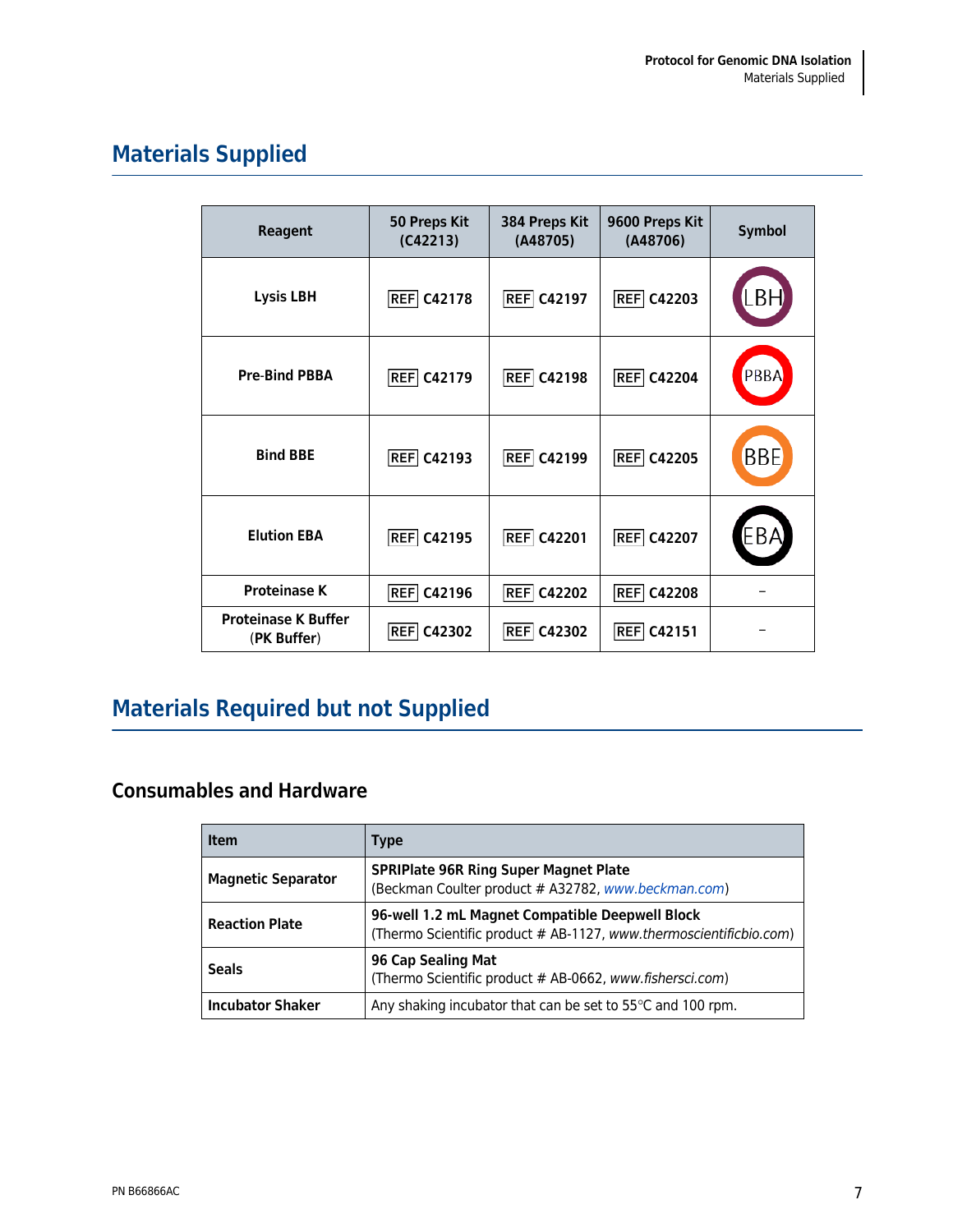## Materials Supplied

| Reagent | 50 Preps Kit (C42213) | 384 Preps Kit (A48705) | 9600 Preps Kit (A48706) | Symbol |
|---|---|---|---|---|
| **Lysis LBH** | REF C42178 | REF C42197 | REF C42203 | LBH |
| **Pre-Bind PBBA** | REF C42179 | REF C42198 | REF C42204 | PBBA |
| **Bind BBE** | REF C42193 | REF C42199 | REF C42205 | BBE |
| **Elution EBA** | REF C42195 | REF C42201 | REF C42207 | EBA |
| **Proteinase K** | REF C42196 | REF C42202 | REF C42208 | – |
| **Proteinase K Buffer** (**PK Buffer**) | REF C42302 | REF C42302 | REF C42151 | – |

## Materials Required but not Supplied

### Consumables and Hardware

| Item | Type |
|---|---|
| **Magnetic Separator** | **SPRIPlate 96R Ring Super Magnet Plate** (Beckman Coulter product # A32782, *www.beckman.com*) |
| **Reaction Plate** | **96-well 1.2 mL Magnet Compatible Deepwell Block** (Thermo Scientific product # AB-1127, *www.thermoscientificbio.com*) |
| **Seals** | **96 Cap Sealing Mat** (Thermo Scientific product # AB-0662, *www.fishersci.com*) |
| **Incubator Shaker** | Any shaking incubator that can be set to 55°C and 100 rpm. |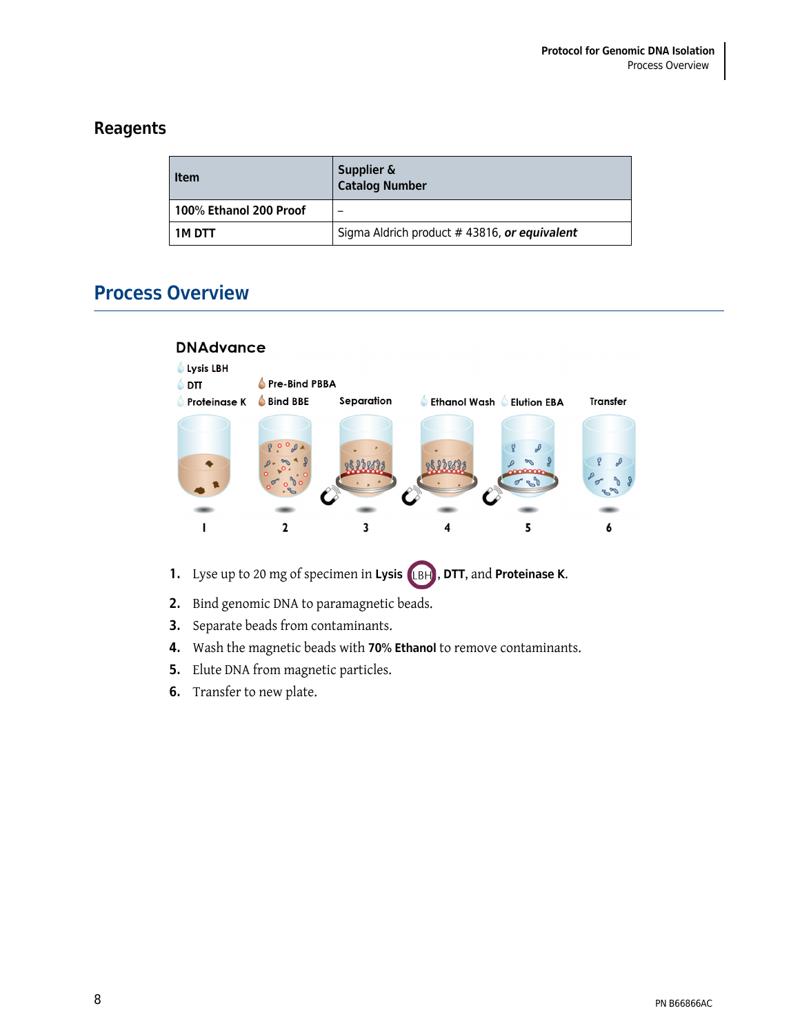## Reagents

| Item | Supplier & Catalog Number |
|---|---|
| **100% Ethanol 200 Proof** | – |
| **1M DTT** | Sigma Aldrich product # 43816, ***or equivalent*** |

## Process Overview

**DNAdvance**

Lysis LBH
DTT
Proteinase K

Pre-Bind PBBA
Bind BBE

Separation

Ethanol Wash

Elution EBA

Transfer

1 2 3 4 5 6

1. Lyse up to 20 mg of specimen in **Lysis** LBH, **DTT**, and **Proteinase K**.
2. Bind genomic DNA to paramagnetic beads.
3. Separate beads from contaminants.
4. Wash the magnetic beads with **70% Ethanol** to remove contaminants.
5. Elute DNA from magnetic particles.
6. Transfer to new plate.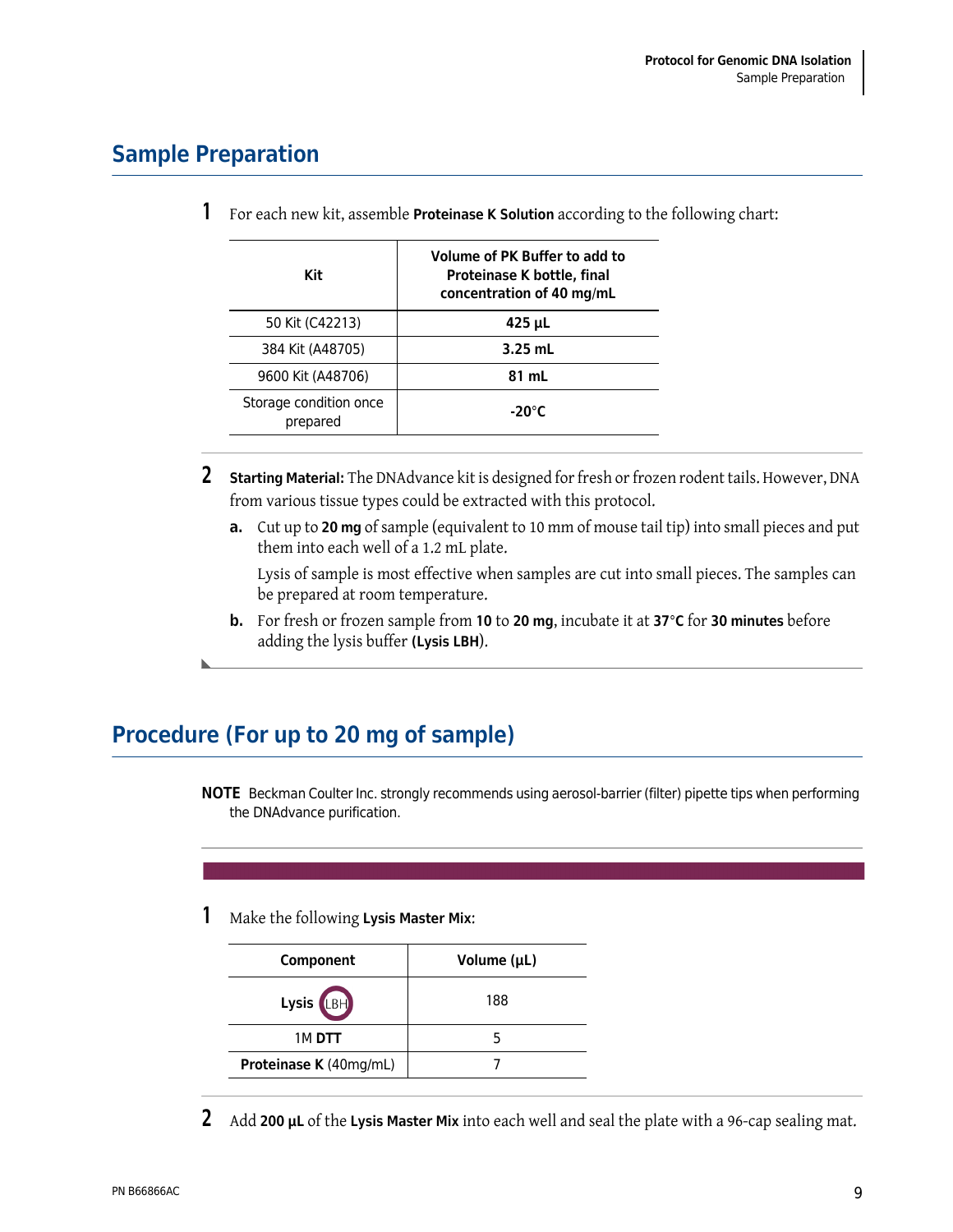## Sample Preparation

1. For each new kit, assemble **Proteinase K Solution** according to the following chart:

| Kit | Volume of PK Buffer to add to Proteinase K bottle, final concentration of 40 mg/mL |
|---|---|
| 50 Kit (C42213) | **425 µL** |
| 384 Kit (A48705) | **3.25 mL** |
| 9600 Kit (A48706) | **81 mL** |
| Storage condition once prepared | **-20°C** |

2. **Starting Material:** The DNAdvance kit is designed for fresh or frozen rodent tails. However, DNA from various tissue types could be extracted with this protocol.

   **a.** Cut up to **20 mg** of sample (equivalent to 10 mm of mouse tail tip) into small pieces and put them into each well of a 1.2 mL plate.

   Lysis of sample is most effective when samples are cut into small pieces. The samples can be prepared at room temperature.

   **b.** For fresh or frozen sample from **10** to **20 mg**, incubate it at **37°C** for **30 minutes** before adding the lysis buffer **(Lysis LBH)**.

## Procedure (For up to 20 mg of sample)

**NOTE** Beckman Coulter Inc. strongly recommends using aerosol-barrier (filter) pipette tips when performing the DNAdvance purification.

1. Make the following **Lysis Master Mix**:

| Component | Volume (µL) |
|---|---|
| **Lysis** LBH | 188 |
| 1M **DTT** | 5 |
| **Proteinase K** (40mg/mL) | 7 |

2. Add **200 µL** of the **Lysis Master Mix** into each well and seal the plate with a 96-cap sealing mat.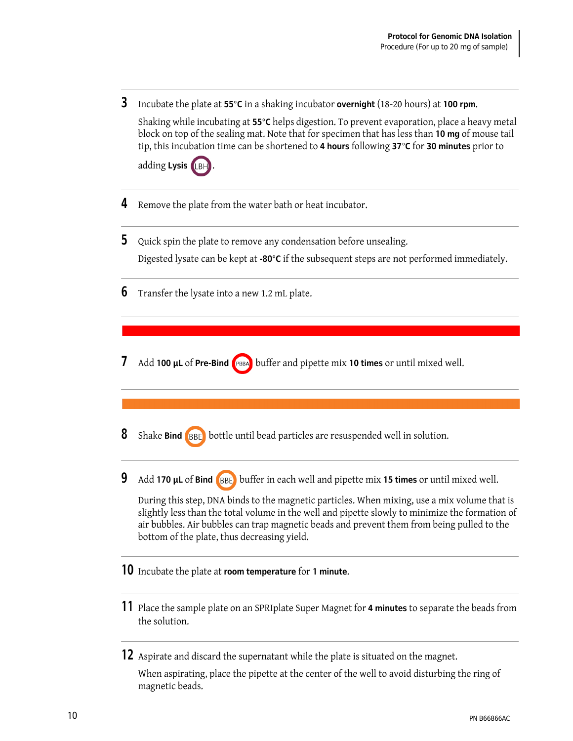3. Incubate the plate at **55°C** in a shaking incubator **overnight** (18-20 hours) at **100 rpm**.

   Shaking while incubating at **55°C** helps digestion. To prevent evaporation, place a heavy metal block on top of the sealing mat. Note that for specimen that has less than **10 mg** of mouse tail tip, this incubation time can be shortened to **4 hours** following **37°C** for **30 minutes** prior to adding **Lysis** (LBH).

4. Remove the plate from the water bath or heat incubator.

5. Quick spin the plate to remove any condensation before unsealing.

   Digested lysate can be kept at **-80°C** if the subsequent steps are not performed immediately.

6. Transfer the lysate into a new 1.2 mL plate.

7. Add **100 µL** of **Pre-Bind** (PBBA) buffer and pipette mix **10 times** or until mixed well.

8. Shake **Bind** (BBE) bottle until bead particles are resuspended well in solution.

9. Add **170 µL** of **Bind** (BBE) buffer in each well and pipette mix **15 times** or until mixed well.

   During this step, DNA binds to the magnetic particles. When mixing, use a mix volume that is slightly less than the total volume in the well and pipette slowly to minimize the formation of air bubbles. Air bubbles can trap magnetic beads and prevent them from being pulled to the bottom of the plate, thus decreasing yield.

10. Incubate the plate at **room temperature** for **1 minute**.

11. Place the sample plate on an SPRIplate Super Magnet for **4 minutes** to separate the beads from the solution.

12. Aspirate and discard the supernatant while the plate is situated on the magnet.

    When aspirating, place the pipette at the center of the well to avoid disturbing the ring of magnetic beads.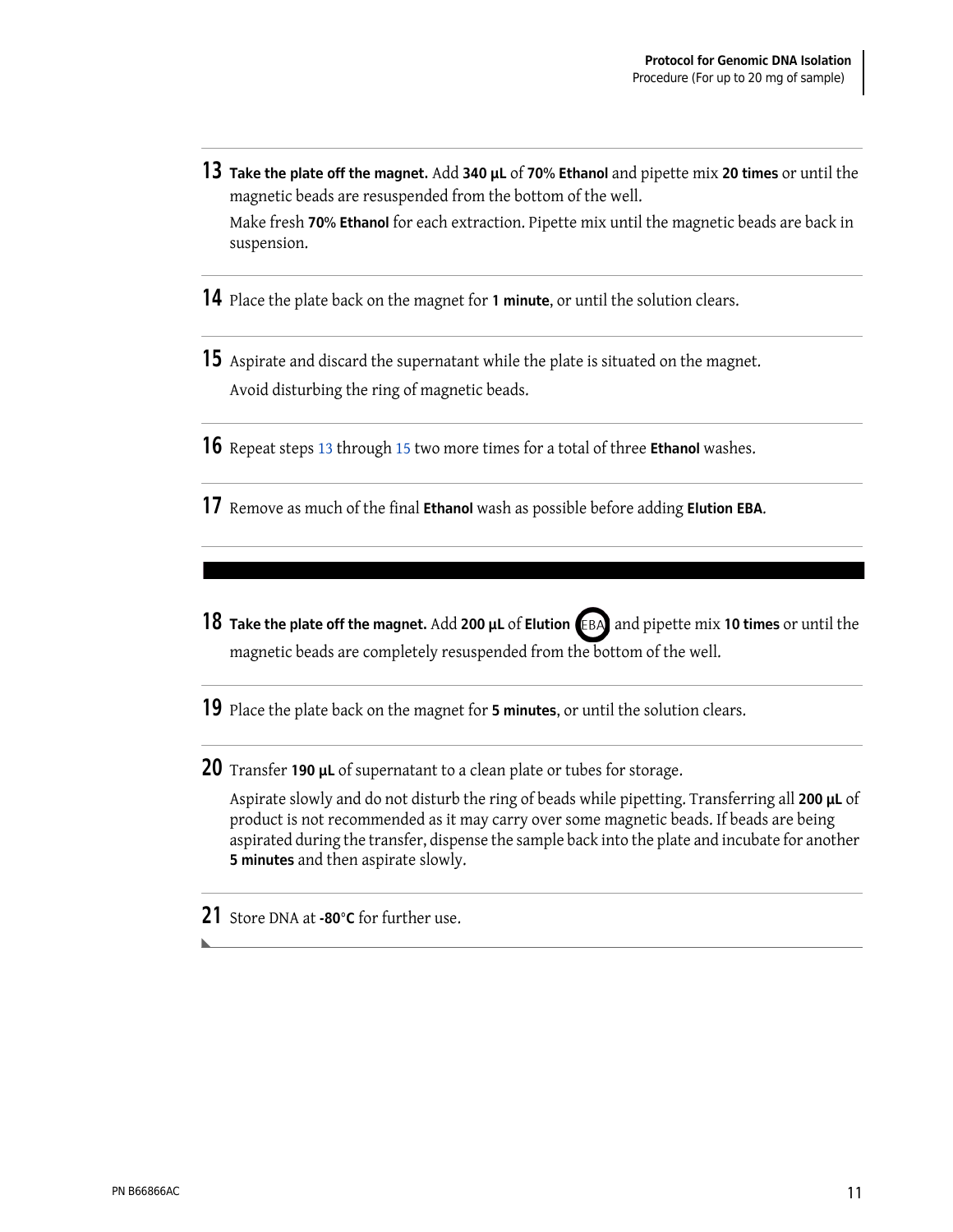13 **Take the plate off the magnet.** Add **340 µL** of **70% Ethanol** and pipette mix **20 times** or until the magnetic beads are resuspended from the bottom of the well.

Make fresh **70% Ethanol** for each extraction. Pipette mix until the magnetic beads are back in suspension.

14 Place the plate back on the magnet for **1 minute**, or until the solution clears.

15 Aspirate and discard the supernatant while the plate is situated on the magnet.

Avoid disturbing the ring of magnetic beads.

16 Repeat steps 13 through 15 two more times for a total of three **Ethanol** washes.

17 Remove as much of the final **Ethanol** wash as possible before adding **Elution EBA**.

18 **Take the plate off the magnet.** Add **200 µL** of **Elution** EBA and pipette mix **10 times** or until the magnetic beads are completely resuspended from the bottom of the well.

19 Place the plate back on the magnet for **5 minutes**, or until the solution clears.

20 Transfer **190 µL** of supernatant to a clean plate or tubes for storage.

Aspirate slowly and do not disturb the ring of beads while pipetting. Transferring all **200 µL** of product is not recommended as it may carry over some magnetic beads. If beads are being aspirated during the transfer, dispense the sample back into the plate and incubate for another **5 minutes** and then aspirate slowly.

21 Store DNA at **-80°C** for further use.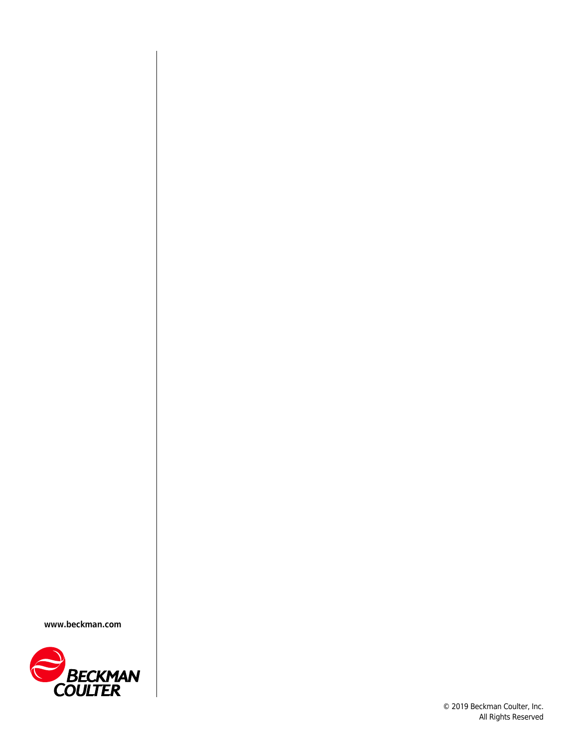www.beckman.com

BECKMAN COULTER

© 2019 Beckman Coulter, Inc.
All Rights Reserved